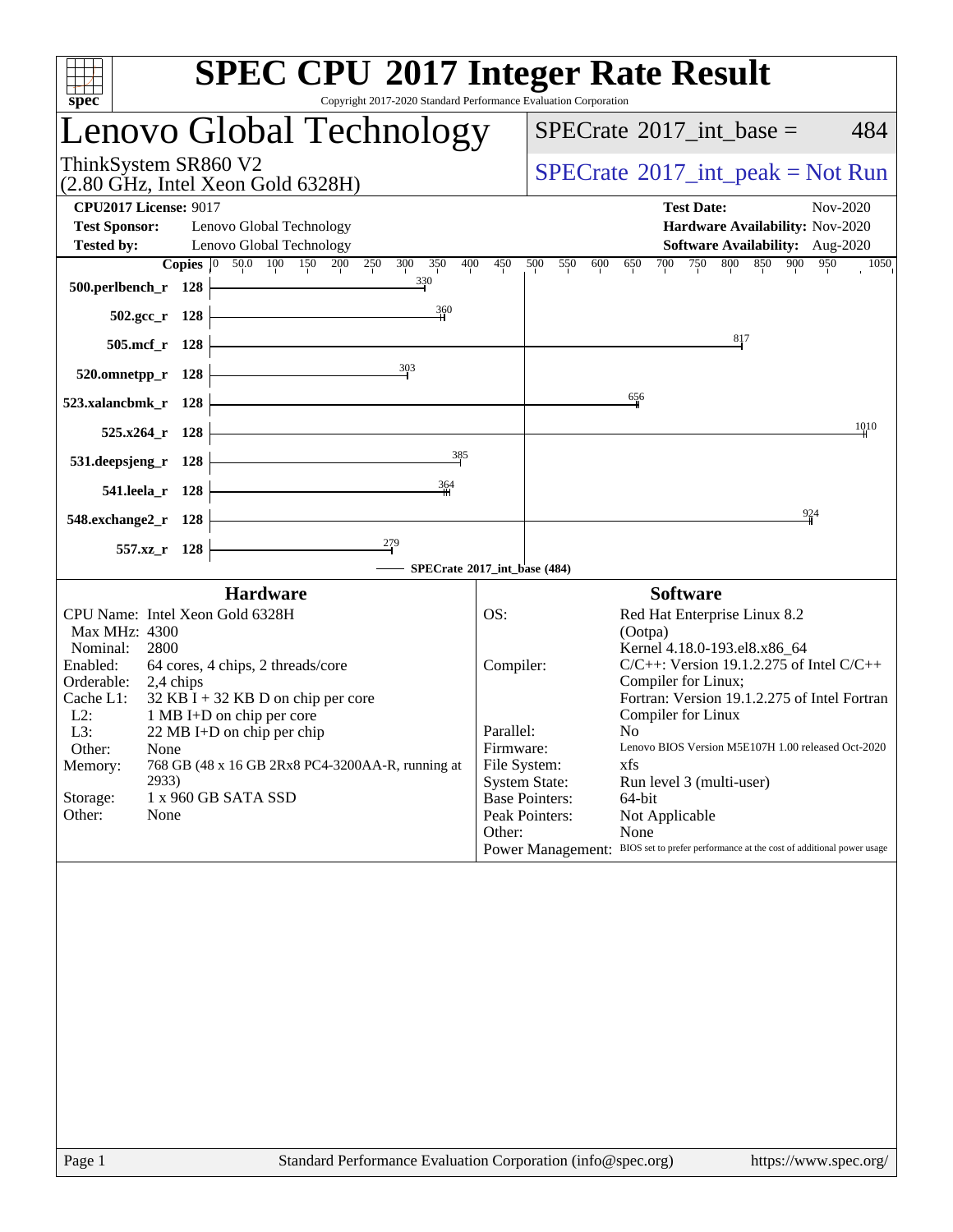# SPEC CPU 2017 Integer Rate Result

Copyright 2017-2020 Standard Performance Evaluation Corporation

## Lenovo Global Technology

ThinkSystem SR860 V2
(2.80 GHz, Intel Xeon Gold 6328H)

SPECrate 2017_int_base = 484

SPECrate 2017_int_peak = Not Run

**CPU2017 License:** 9017
**Test Sponsor:** Lenovo Global Technology
**Tested by:** Lenovo Global Technology

**Test Date:** Nov-2020
**Hardware Availability:** Nov-2020
**Software Availability:** Aug-2020

| Benchmark | Copies | SPECrate 2017_int_base |
|---|---|---|
| 500.perlbench_r | 128 | 330 |
| 502.gcc_r | 128 | 360 |
| 505.mcf_r | 128 | 817 |
| 520.omnetpp_r | 128 | 303 |
| 523.xalancbmk_r | 128 | 656 |
| 525.x264_r | 128 | 1010 |
| 531.deepsjeng_r | 128 | 385 |
| 541.leela_r | 128 | 364 |
| 548.exchange2_r | 128 | 924 |
| 557.xz_r | 128 | 279 |

SPECrate 2017_int_base (484)

### Hardware

| | |
|---|---|
| CPU Name: | Intel Xeon Gold 6328H |
| Max MHz: | 4300 |
| Nominal: | 2800 |
| Enabled: | 64 cores, 4 chips, 2 threads/core |
| Orderable: | 2,4 chips |
| Cache L1: | 32 KB I + 32 KB D on chip per core |
| L2: | 1 MB I+D on chip per core |
| L3: | 22 MB I+D on chip per chip |
| Other: | None |
| Memory: | 768 GB (48 x 16 GB 2Rx8 PC4-3200AA-R, running at 2933) |
| Storage: | 1 x 960 GB SATA SSD |
| Other: | None |

### Software

| | |
|---|---|
| OS: | Red Hat Enterprise Linux 8.2 (Ootpa) Kernel 4.18.0-193.el8.x86_64 |
| Compiler: | C/C++: Version 19.1.2.275 of Intel C/C++ Compiler for Linux; Fortran: Version 19.1.2.275 of Intel Fortran Compiler for Linux |
| Parallel: | No |
| Firmware: | Lenovo BIOS Version M5E107H 1.00 released Oct-2020 |
| File System: | xfs |
| System State: | Run level 3 (multi-user) |
| Base Pointers: | 64-bit |
| Peak Pointers: | Not Applicable |
| Other: | None |
| Power Management: | BIOS set to prefer performance at the cost of additional power usage |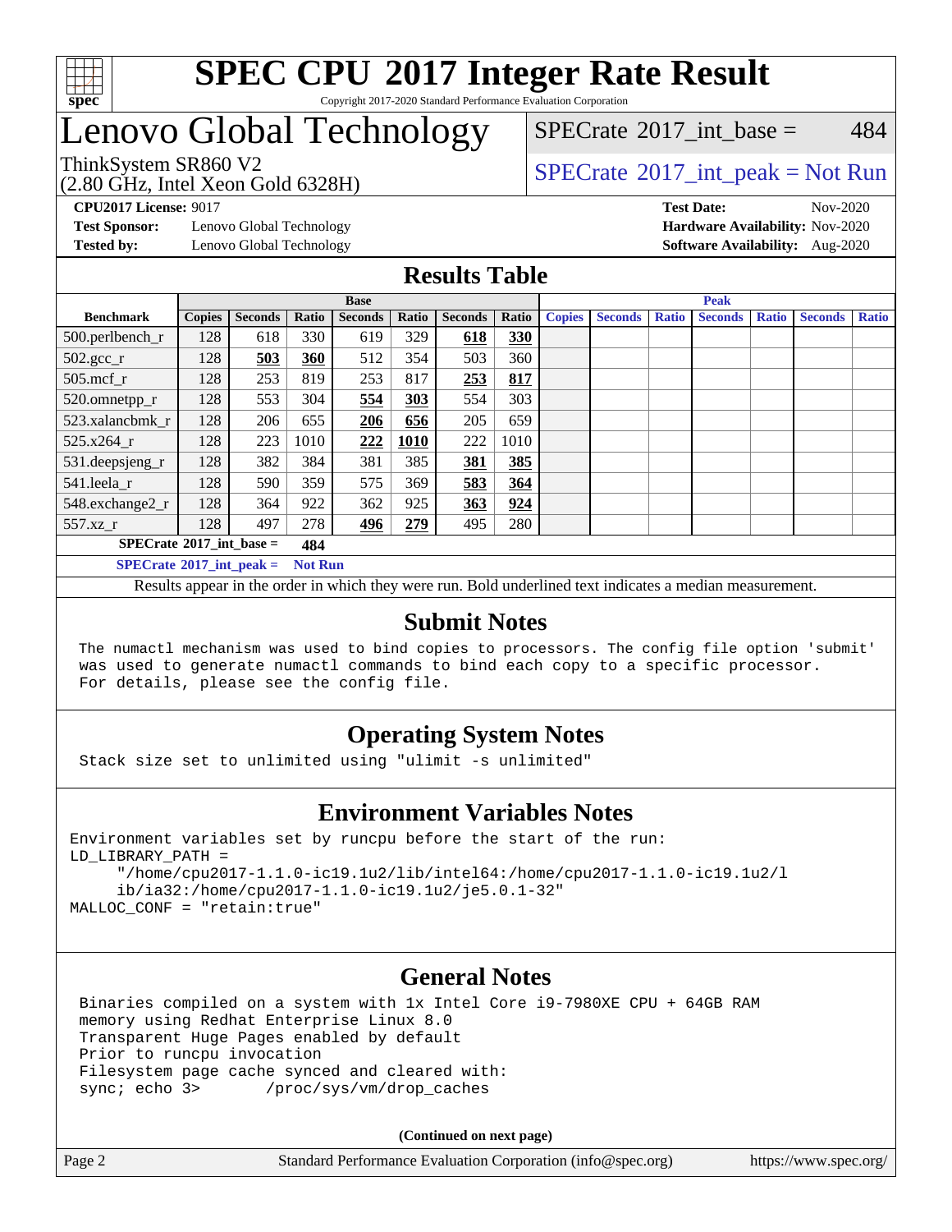# SPEC CPU 2017 Integer Rate Result

Copyright 2017-2020 Standard Performance Evaluation Corporation

# Lenovo Global Technology

ThinkSystem SR860 V2
(2.80 GHz, Intel Xeon Gold 6328H)

SPECrate 2017_int_base = 484

SPECrate 2017_int_peak = Not Run

**CPU2017 License:** 9017
**Test Sponsor:** Lenovo Global Technology
**Tested by:** Lenovo Global Technology

**Test Date:** Nov-2020
**Hardware Availability:** Nov-2020
**Software Availability:** Aug-2020

## Results Table

| Benchmark | Base | | | | | | | Peak | | | | | | |
|---|---|---|---|---|---|---|---|---|---|---|---|---|---|---|
| | Copies | Seconds | Ratio | Seconds | Ratio | Seconds | Ratio | Copies | Seconds | Ratio | Seconds | Ratio | Seconds | Ratio |
| 500.perlbench_r | 128 | 618 | 330 | 619 | 329 | **618** | **330** | | | | | | | |
| 502.gcc_r | 128 | **503** | **360** | 512 | 354 | 503 | 360 | | | | | | | |
| 505.mcf_r | 128 | 253 | 819 | 253 | 817 | **253** | **817** | | | | | | | |
| 520.omnetpp_r | 128 | 553 | 304 | **554** | **303** | 554 | 303 | | | | | | | |
| 523.xalancbmk_r | 128 | 206 | 655 | **206** | **656** | 205 | 659 | | | | | | | |
| 525.x264_r | 128 | 223 | 1010 | **222** | **1010** | 222 | 1010 | | | | | | | |
| 531.deepsjeng_r | 128 | 382 | 384 | 381 | 385 | **381** | **385** | | | | | | | |
| 541.leela_r | 128 | 590 | 359 | 575 | 369 | **583** | **364** | | | | | | | |
| 548.exchange2_r | 128 | 364 | 922 | 362 | 925 | **363** | **924** | | | | | | | |
| 557.xz_r | 128 | 497 | 278 | **496** | **279** | 495 | 280 | | | | | | | |

**SPECrate 2017_int_base = 484**

**SPECrate 2017_int_peak = Not Run**

Results appear in the order in which they were run. Bold underlined text indicates a median measurement.

## Submit Notes

```
The numactl mechanism was used to bind copies to processors. The config file option 'submit'
was used to generate numactl commands to bind each copy to a specific processor.
For details, please see the config file.
```

## Operating System Notes

```
Stack size set to unlimited using "ulimit -s unlimited"
```

## Environment Variables Notes

```
Environment variables set by runcpu before the start of the run:
LD_LIBRARY_PATH =
     "/home/cpu2017-1.1.0-ic19.1u2/lib/intel64:/home/cpu2017-1.1.0-ic19.1u2/l
     ib/ia32:/home/cpu2017-1.1.0-ic19.1u2/je5.0.1-32"
MALLOC_CONF = "retain:true"
```

## General Notes

```
Binaries compiled on a system with 1x Intel Core i9-7980XE CPU + 64GB RAM
memory using Redhat Enterprise Linux 8.0
Transparent Huge Pages enabled by default
Prior to runcpu invocation
Filesystem page cache synced and cleared with:
sync; echo 3>       /proc/sys/vm/drop_caches
```

**(Continued on next page)**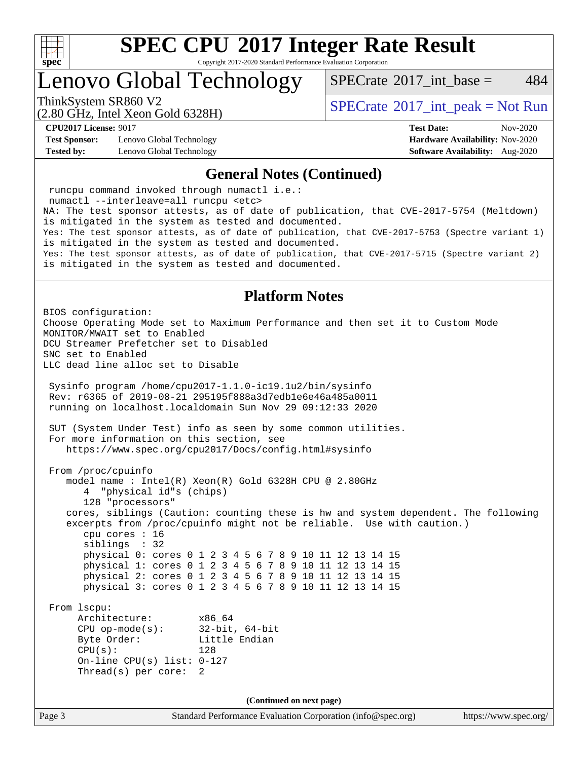# SPEC CPU 2017 Integer Rate Result

Copyright 2017-2020 Standard Performance Evaluation Corporation

## Lenovo Global Technology

ThinkSystem SR860 V2
(2.80 GHz, Intel Xeon Gold 6328H)

SPECrate 2017_int_base = 484

SPECrate 2017_int_peak = Not Run

**CPU2017 License:** 9017
**Test Sponsor:** Lenovo Global Technology
**Tested by:** Lenovo Global Technology

**Test Date:** Nov-2020
**Hardware Availability:** Nov-2020
**Software Availability:** Aug-2020

### General Notes (Continued)

```
 runcpu command invoked through numactl i.e.:
 numactl --interleave=all runcpu <etc>
NA: The test sponsor attests, as of date of publication, that CVE-2017-5754 (Meltdown)
is mitigated in the system as tested and documented.
Yes: The test sponsor attests, as of date of publication, that CVE-2017-5753 (Spectre variant 1)
is mitigated in the system as tested and documented.
Yes: The test sponsor attests, as of date of publication, that CVE-2017-5715 (Spectre variant 2)
is mitigated in the system as tested and documented.
```

### Platform Notes

```
BIOS configuration:
Choose Operating Mode set to Maximum Performance and then set it to Custom Mode
MONITOR/MWAIT set to Enabled
DCU Streamer Prefetcher set to Disabled
SNC set to Enabled
LLC dead line alloc set to Disable

 Sysinfo program /home/cpu2017-1.1.0-ic19.1u2/bin/sysinfo
 Rev: r6365 of 2019-08-21 295195f888a3d7edb1e6e46a485a0011
 running on localhost.localdomain Sun Nov 29 09:12:33 2020

 SUT (System Under Test) info as seen by some common utilities.
 For more information on this section, see
    https://www.spec.org/cpu2017/Docs/config.html#sysinfo

 From /proc/cpuinfo
    model name : Intel(R) Xeon(R) Gold 6328H CPU @ 2.80GHz
       4  "physical id"s (chips)
       128 "processors"
    cores, siblings (Caution: counting these is hw and system dependent. The following
    excerpts from /proc/cpuinfo might not be reliable.  Use with caution.)
       cpu cores : 16
       siblings  : 32
       physical 0: cores 0 1 2 3 4 5 6 7 8 9 10 11 12 13 14 15
       physical 1: cores 0 1 2 3 4 5 6 7 8 9 10 11 12 13 14 15
       physical 2: cores 0 1 2 3 4 5 6 7 8 9 10 11 12 13 14 15
       physical 3: cores 0 1 2 3 4 5 6 7 8 9 10 11 12 13 14 15

 From lscpu:
      Architecture:        x86_64
      CPU op-mode(s):      32-bit, 64-bit
      Byte Order:          Little Endian
      CPU(s):              128
      On-line CPU(s) list: 0-127
      Thread(s) per core:  2
```

(Continued on next page)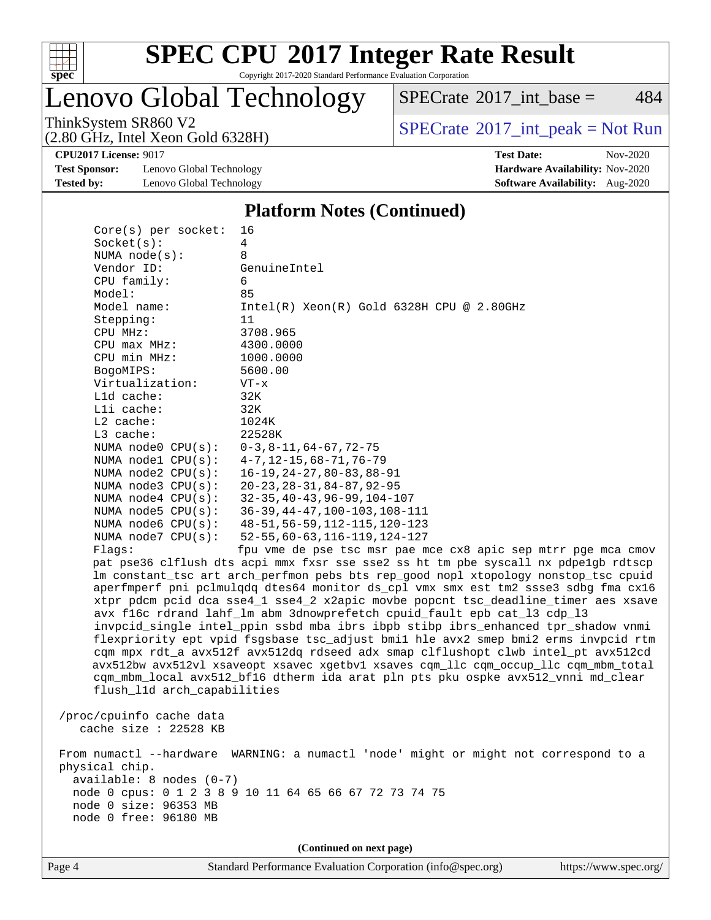# SPEC CPU 2017 Integer Rate Result

Copyright 2017-2020 Standard Performance Evaluation Corporation

## Lenovo Global Technology

ThinkSystem SR860 V2
(2.80 GHz, Intel Xeon Gold 6328H)

SPECrate 2017_int_base = 484

SPECrate 2017_int_peak = Not Run

**CPU2017 License:** 9017
**Test Sponsor:** Lenovo Global Technology
**Tested by:** Lenovo Global Technology

**Test Date:** Nov-2020
**Hardware Availability:** Nov-2020
**Software Availability:** Aug-2020

### Platform Notes (Continued)

```
     Core(s) per socket:  16
     Socket(s):           4
     NUMA node(s):        8
     Vendor ID:           GenuineIntel
     CPU family:          6
     Model:               85
     Model name:          Intel(R) Xeon(R) Gold 6328H CPU @ 2.80GHz
     Stepping:            11
     CPU MHz:             3708.965
     CPU max MHz:         4300.0000
     CPU min MHz:         1000.0000
     BogoMIPS:            5600.00
     Virtualization:      VT-x
     L1d cache:           32K
     L1i cache:           32K
     L2 cache:            1024K
     L3 cache:            22528K
     NUMA node0 CPU(s):   0-3,8-11,64-67,72-75
     NUMA node1 CPU(s):   4-7,12-15,68-71,76-79
     NUMA node2 CPU(s):   16-19,24-27,80-83,88-91
     NUMA node3 CPU(s):   20-23,28-31,84-87,92-95
     NUMA node4 CPU(s):   32-35,40-43,96-99,104-107
     NUMA node5 CPU(s):   36-39,44-47,100-103,108-111
     NUMA node6 CPU(s):   48-51,56-59,112-115,120-123
     NUMA node7 CPU(s):   52-55,60-63,116-119,124-127
     Flags:               fpu vme de pse tsc msr pae mce cx8 apic sep mtrr pge mca cmov
     pat pse36 clflush dts acpi mmx fxsr sse sse2 ss ht tm pbe syscall nx pdpe1gb rdtscp
     lm constant_tsc art arch_perfmon pebs bts rep_good nopl xtopology nonstop_tsc cpuid
     aperfmperf pni pclmulqdq dtes64 monitor ds_cpl vmx smx est tm2 ssse3 sdbg fma cx16
     xtpr pdcm pcid dca sse4_1 sse4_2 x2apic movbe popcnt tsc_deadline_timer aes xsave
     avx f16c rdrand lahf_lm abm 3dnowprefetch cpuid_fault epb cat_l3 cdp_l3
     invpcid_single intel_ppin ssbd mba ibrs ibpb stibp ibrs_enhanced tpr_shadow vnmi
     flexpriority ept vpid fsgsbase tsc_adjust bmi1 hle avx2 smep bmi2 erms invpcid rtm
     cqm mpx rdt_a avx512f avx512dq rdseed adx smap clflushopt clwb intel_pt avx512cd
     avx512bw avx512vl xsaveopt xsavec xgetbv1 xsaves cqm_llc cqm_occup_llc cqm_mbm_total
     cqm_mbm_local avx512_bf16 dtherm ida arat pln pts pku ospke avx512_vnni md_clear
     flush_l1d arch_capabilities

 /proc/cpuinfo cache data
    cache size : 22528 KB

 From numactl --hardware  WARNING: a numactl 'node' might or might not correspond to a
 physical chip.
   available: 8 nodes (0-7)
   node 0 cpus: 0 1 2 3 8 9 10 11 64 65 66 67 72 73 74 75
   node 0 size: 96353 MB
   node 0 free: 96180 MB
```

(Continued on next page)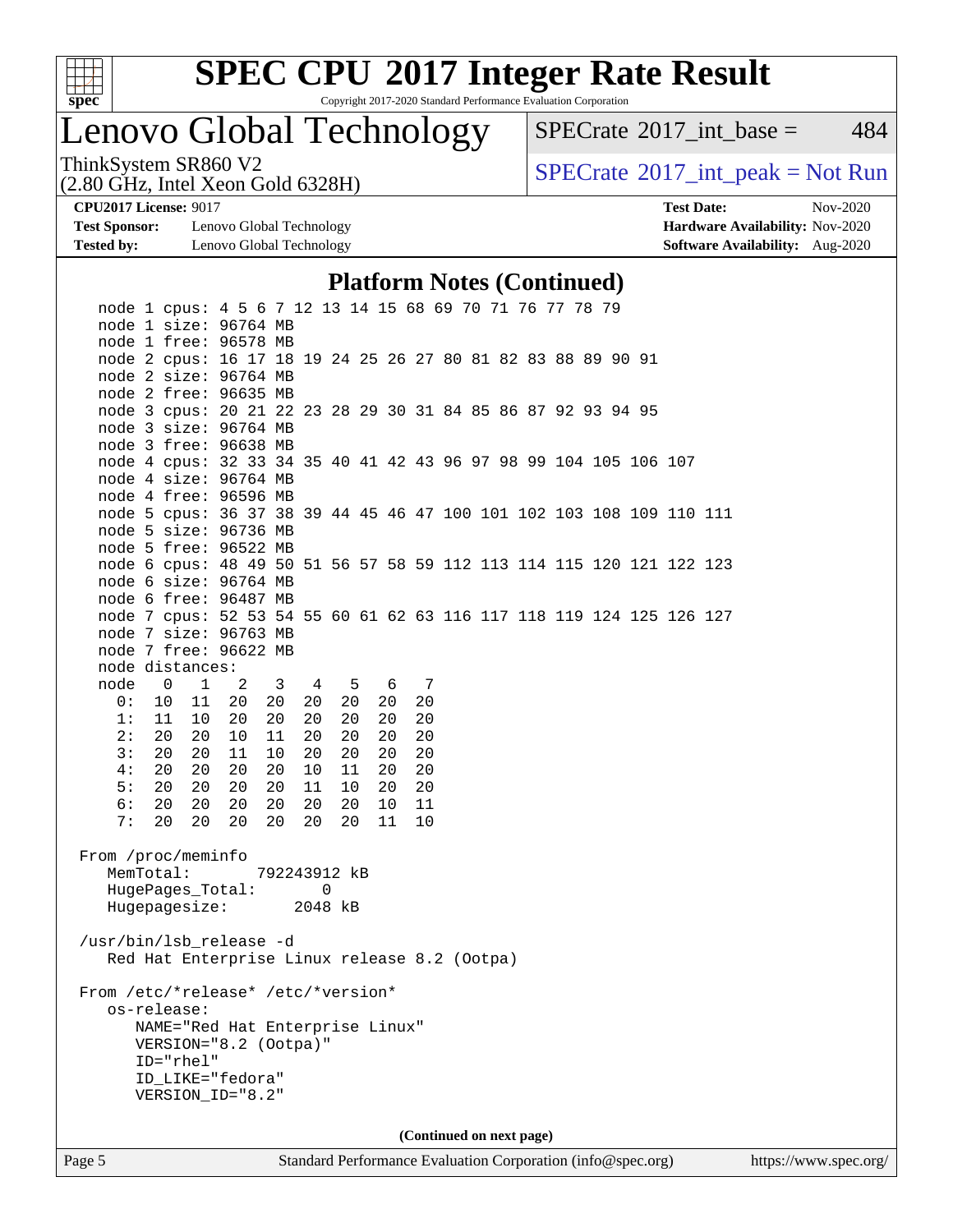## Platform Notes (Continued)

```
   node 1 cpus: 4 5 6 7 12 13 14 15 68 69 70 71 76 77 78 79
   node 1 size: 96764 MB
   node 1 free: 96578 MB
   node 2 cpus: 16 17 18 19 24 25 26 27 80 81 82 83 88 89 90 91
   node 2 size: 96764 MB
   node 2 free: 96635 MB
   node 3 cpus: 20 21 22 23 28 29 30 31 84 85 86 87 92 93 94 95
   node 3 size: 96764 MB
   node 3 free: 96638 MB
   node 4 cpus: 32 33 34 35 40 41 42 43 96 97 98 99 104 105 106 107
   node 4 size: 96764 MB
   node 4 free: 96596 MB
   node 5 cpus: 36 37 38 39 44 45 46 47 100 101 102 103 108 109 110 111
   node 5 size: 96736 MB
   node 5 free: 96522 MB
   node 6 cpus: 48 49 50 51 56 57 58 59 112 113 114 115 120 121 122 123
   node 6 size: 96764 MB
   node 6 free: 96487 MB
   node 7 cpus: 52 53 54 55 60 61 62 63 116 117 118 119 124 125 126 127
   node 7 size: 96763 MB
   node 7 free: 96622 MB
   node distances:
   node   0   1   2   3   4   5   6   7
     0:  10  11  20  20  20  20  20  20
     1:  11  10  20  20  20  20  20  20
     2:  20  20  10  11  20  20  20  20
     3:  20  20  11  10  20  20  20  20
     4:  20  20  20  20  10  11  20  20
     5:  20  20  20  20  11  10  20  20
     6:  20  20  20  20  20  20  10  11
     7:  20  20  20  20  20  20  11  10

 From /proc/meminfo
    MemTotal:       792243912 kB
    HugePages_Total:       0
    Hugepagesize:       2048 kB

 /usr/bin/lsb_release -d
    Red Hat Enterprise Linux release 8.2 (Ootpa)

 From /etc/*release* /etc/*version*
    os-release:
       NAME="Red Hat Enterprise Linux"
       VERSION="8.2 (Ootpa)"
       ID="rhel"
       ID_LIKE="fedora"
       VERSION_ID="8.2"
```

(Continued on next page)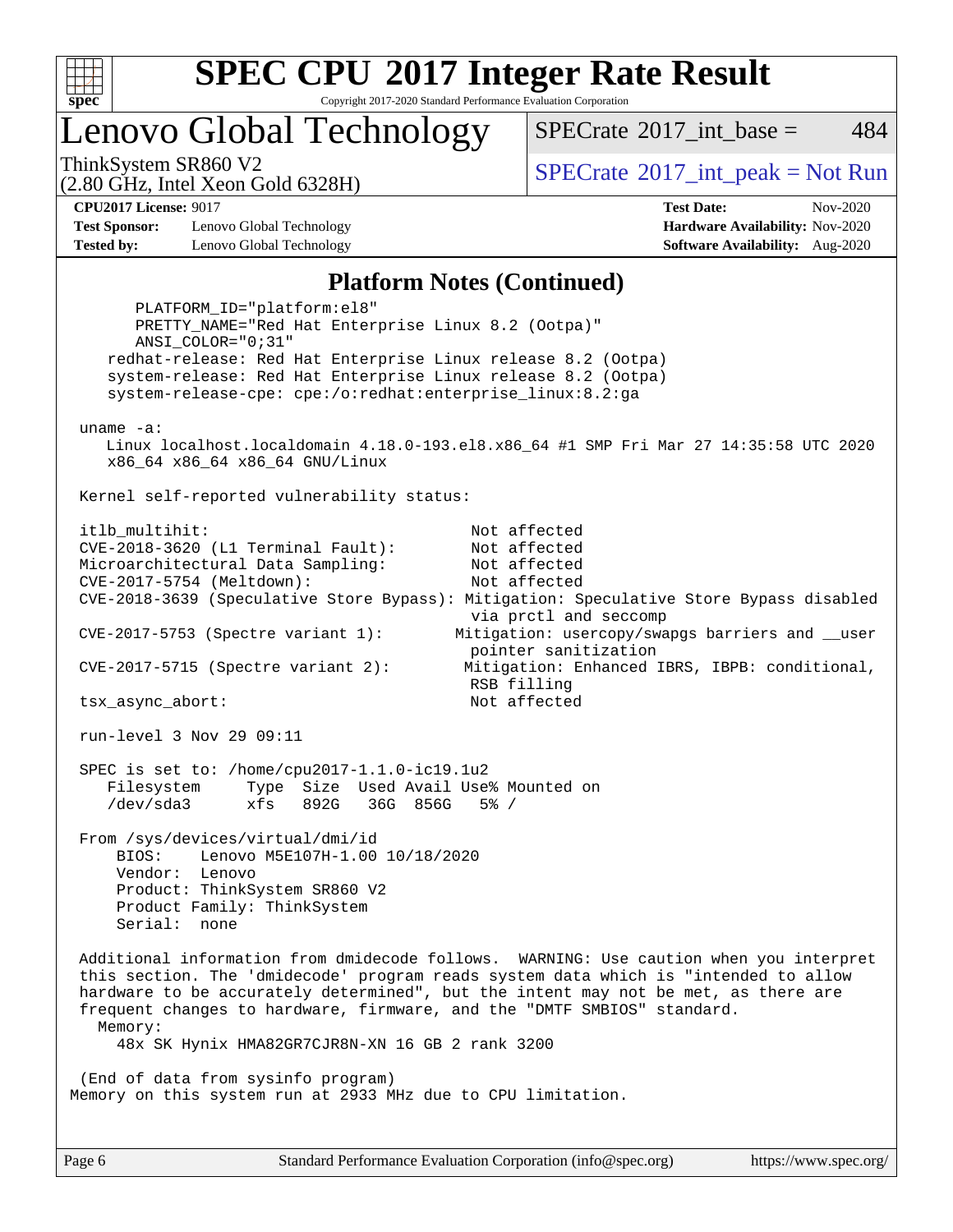## Platform Notes (Continued)

```
      PLATFORM_ID="platform:el8"
      PRETTY_NAME="Red Hat Enterprise Linux 8.2 (Ootpa)"
      ANSI_COLOR="0;31"
    redhat-release: Red Hat Enterprise Linux release 8.2 (Ootpa)
    system-release: Red Hat Enterprise Linux release 8.2 (Ootpa)
    system-release-cpe: cpe:/o:redhat:enterprise_linux:8.2:ga

 uname -a:
    Linux localhost.localdomain 4.18.0-193.el8.x86_64 #1 SMP Fri Mar 27 14:35:58 UTC 2020
    x86_64 x86_64 x86_64 GNU/Linux

 Kernel self-reported vulnerability status:

 itlb_multihit:                                         Not affected
 CVE-2018-3620 (L1 Terminal Fault):                     Not affected
 Microarchitectural Data Sampling:                      Not affected
 CVE-2017-5754 (Meltdown):                              Not affected
 CVE-2018-3639 (Speculative Store Bypass): Mitigation: Speculative Store Bypass disabled
                                                        via prctl and seccomp
 CVE-2017-5753 (Spectre variant 1):              Mitigation: usercopy/swapgs barriers and __user
                                                        pointer sanitization
 CVE-2017-5715 (Spectre variant 2):               Mitigation: Enhanced IBRS, IBPB: conditional,
                                                        RSB filling
 tsx_async_abort:                                       Not affected

 run-level 3 Nov 29 09:11

 SPEC is set to: /home/cpu2017-1.1.0-ic19.1u2
    Filesystem     Type  Size  Used Avail Use% Mounted on
    /dev/sda3      xfs   892G   36G  856G   5% /

 From /sys/devices/virtual/dmi/id
     BIOS:    Lenovo M5E107H-1.00 10/18/2020
     Vendor:  Lenovo
     Product: ThinkSystem SR860 V2
     Product Family: ThinkSystem
     Serial:  none

 Additional information from dmidecode follows.  WARNING: Use caution when you interpret
 this section. The 'dmidecode' program reads system data which is "intended to allow
 hardware to be accurately determined", but the intent may not be met, as there are
 frequent changes to hardware, firmware, and the "DMTF SMBIOS" standard.
   Memory:
      48x SK Hynix HMA82GR7CJR8N-XN 16 GB 2 rank 3200

 (End of data from sysinfo program)
Memory on this system run at 2933 MHz due to CPU limitation.
```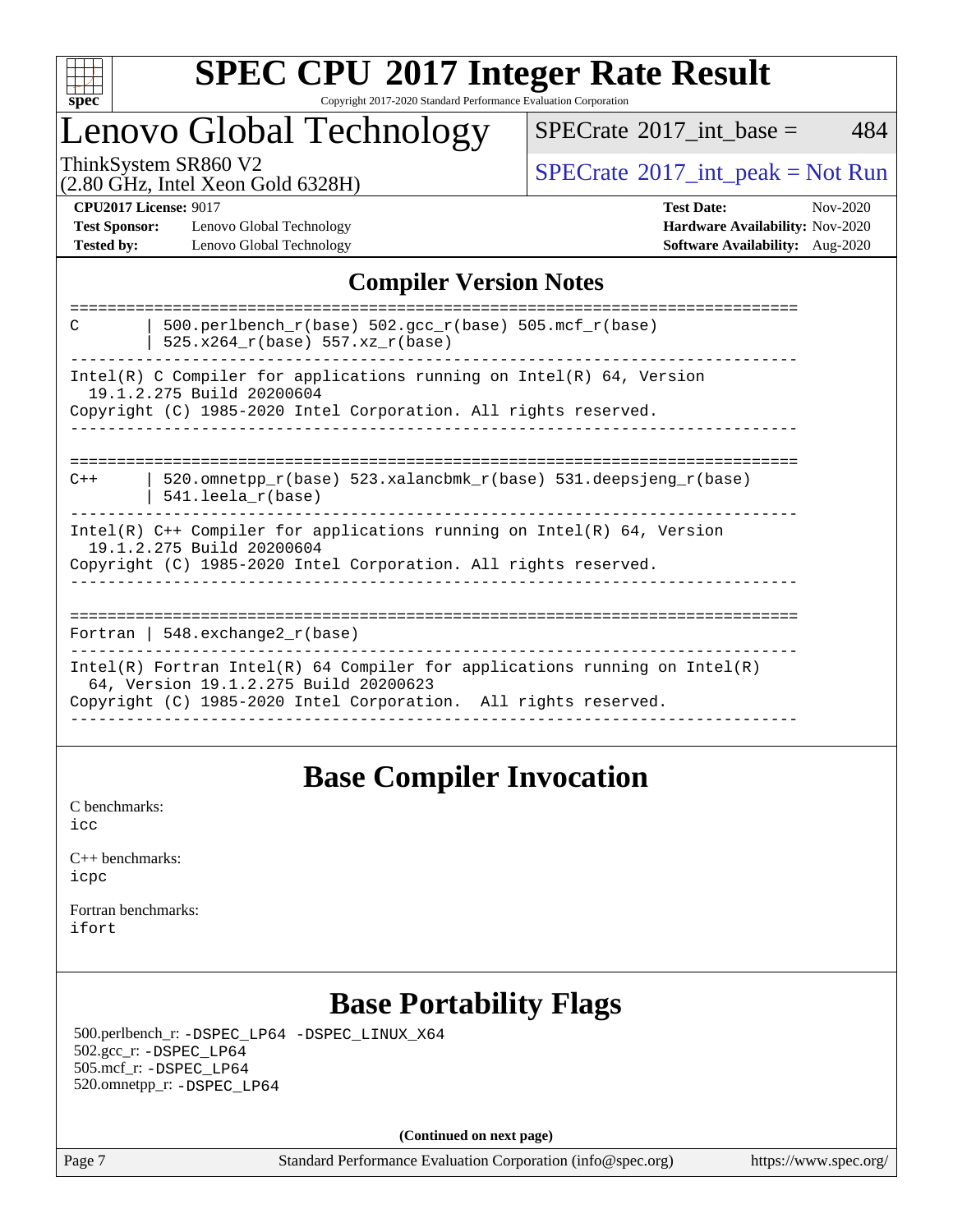# SPEC CPU 2017 Integer Rate Result

Copyright 2017-2020 Standard Performance Evaluation Corporation

## Lenovo Global Technology

ThinkSystem SR860 V2
(2.80 GHz, Intel Xeon Gold 6328H)

SPECrate 2017_int_base = 484

SPECrate 2017_int_peak = Not Run

**CPU2017 License:** 9017
**Test Sponsor:** Lenovo Global Technology
**Tested by:** Lenovo Global Technology

**Test Date:** Nov-2020
**Hardware Availability:** Nov-2020
**Software Availability:** Aug-2020

## Compiler Version Notes

```
==============================================================================
C       | 500.perlbench_r(base) 502.gcc_r(base) 505.mcf_r(base)
        | 525.x264_r(base) 557.xz_r(base)
------------------------------------------------------------------------------
Intel(R) C Compiler for applications running on Intel(R) 64, Version
  19.1.2.275 Build 20200604
Copyright (C) 1985-2020 Intel Corporation. All rights reserved.
------------------------------------------------------------------------------

==============================================================================
C++     | 520.omnetpp_r(base) 523.xalancbmk_r(base) 531.deepsjeng_r(base)
        | 541.leela_r(base)
------------------------------------------------------------------------------
Intel(R) C++ Compiler for applications running on Intel(R) 64, Version
  19.1.2.275 Build 20200604
Copyright (C) 1985-2020 Intel Corporation. All rights reserved.
------------------------------------------------------------------------------

==============================================================================
Fortran | 548.exchange2_r(base)
------------------------------------------------------------------------------
Intel(R) Fortran Intel(R) 64 Compiler for applications running on Intel(R)
  64, Version 19.1.2.275 Build 20200623
Copyright (C) 1985-2020 Intel Corporation.  All rights reserved.
------------------------------------------------------------------------------
```

## Base Compiler Invocation

C benchmarks:
icc

C++ benchmarks:
icpc

Fortran benchmarks:
ifort

## Base Portability Flags

500.perlbench_r: -DSPEC_LP64 -DSPEC_LINUX_X64
502.gcc_r: -DSPEC_LP64
505.mcf_r: -DSPEC_LP64
520.omnetpp_r: -DSPEC_LP64

(Continued on next page)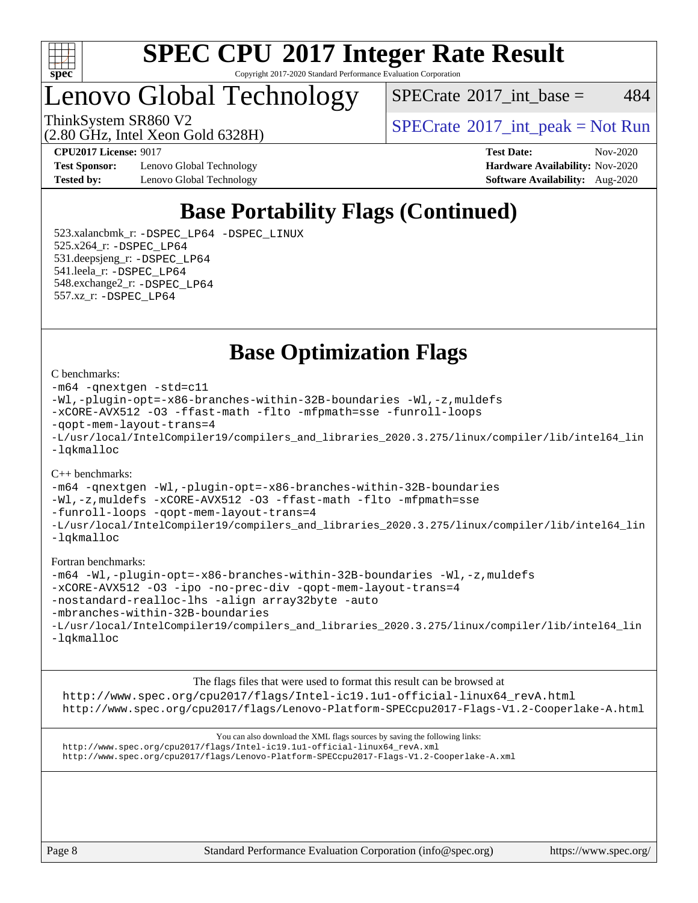# SPEC CPU 2017 Integer Rate Result

Copyright 2017-2020 Standard Performance Evaluation Corporation

## Lenovo Global Technology

ThinkSystem SR860 V2
(2.80 GHz, Intel Xeon Gold 6328H)

SPECrate 2017_int_base = 484

SPECrate 2017_int_peak = Not Run

**CPU2017 License:** 9017
**Test Sponsor:** Lenovo Global Technology
**Tested by:** Lenovo Global Technology

**Test Date:** Nov-2020
**Hardware Availability:** Nov-2020
**Software Availability:** Aug-2020

## Base Portability Flags (Continued)

523.xalancbmk_r: -DSPEC_LP64 -DSPEC_LINUX
525.x264_r: -DSPEC_LP64
531.deepsjeng_r: -DSPEC_LP64
541.leela_r: -DSPEC_LP64
548.exchange2_r: -DSPEC_LP64
557.xz_r: -DSPEC_LP64

## Base Optimization Flags

C benchmarks:

```
-m64 -qnextgen -std=c11
-Wl,-plugin-opt=-x86-branches-within-32B-boundaries -Wl,-z,muldefs
-xCORE-AVX512 -O3 -ffast-math -flto -mfpmath=sse -funroll-loops
-qopt-mem-layout-trans=4
-L/usr/local/IntelCompiler19/compilers_and_libraries_2020.3.275/linux/compiler/lib/intel64_lin
-lqkmalloc
```

C++ benchmarks:

```
-m64 -qnextgen -Wl,-plugin-opt=-x86-branches-within-32B-boundaries
-Wl,-z,muldefs -xCORE-AVX512 -O3 -ffast-math -flto -mfpmath=sse
-funroll-loops -qopt-mem-layout-trans=4
-L/usr/local/IntelCompiler19/compilers_and_libraries_2020.3.275/linux/compiler/lib/intel64_lin
-lqkmalloc
```

Fortran benchmarks:

```
-m64 -Wl,-plugin-opt=-x86-branches-within-32B-boundaries -Wl,-z,muldefs
-xCORE-AVX512 -O3 -ipo -no-prec-div -qopt-mem-layout-trans=4
-nostandard-realloc-lhs -align array32byte -auto
-mbranches-within-32B-boundaries
-L/usr/local/IntelCompiler19/compilers_and_libraries_2020.3.275/linux/compiler/lib/intel64_lin
-lqkmalloc
```

The flags files that were used to format this result can be browsed at
http://www.spec.org/cpu2017/flags/Intel-ic19.1u1-official-linux64_revA.html
http://www.spec.org/cpu2017/flags/Lenovo-Platform-SPECcpu2017-Flags-V1.2-Cooperlake-A.html

You can also download the XML flags sources by saving the following links:
http://www.spec.org/cpu2017/flags/Intel-ic19.1u1-official-linux64_revA.xml
http://www.spec.org/cpu2017/flags/Lenovo-Platform-SPECcpu2017-Flags-V1.2-Cooperlake-A.xml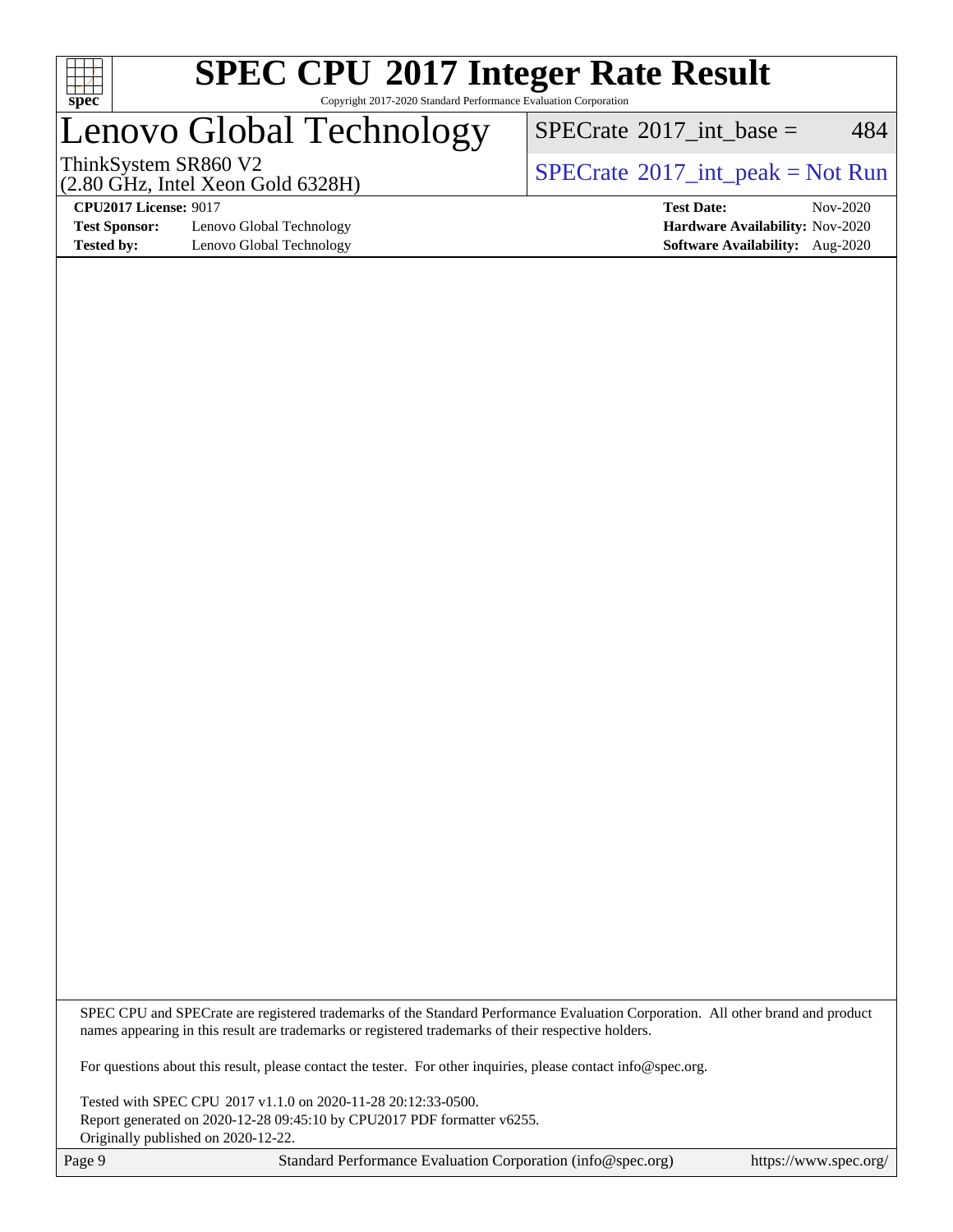SPEC CPU and SPECrate are registered trademarks of the Standard Performance Evaluation Corporation. All other brand and product names appearing in this result are trademarks or registered trademarks of their respective holders.

For questions about this result, please contact the tester. For other inquiries, please contact info@spec.org.

Tested with SPEC CPU 2017 v1.1.0 on 2020-11-28 20:12:33-0500.
Report generated on 2020-12-28 09:45:10 by CPU2017 PDF formatter v6255.
Originally published on 2020-12-22.